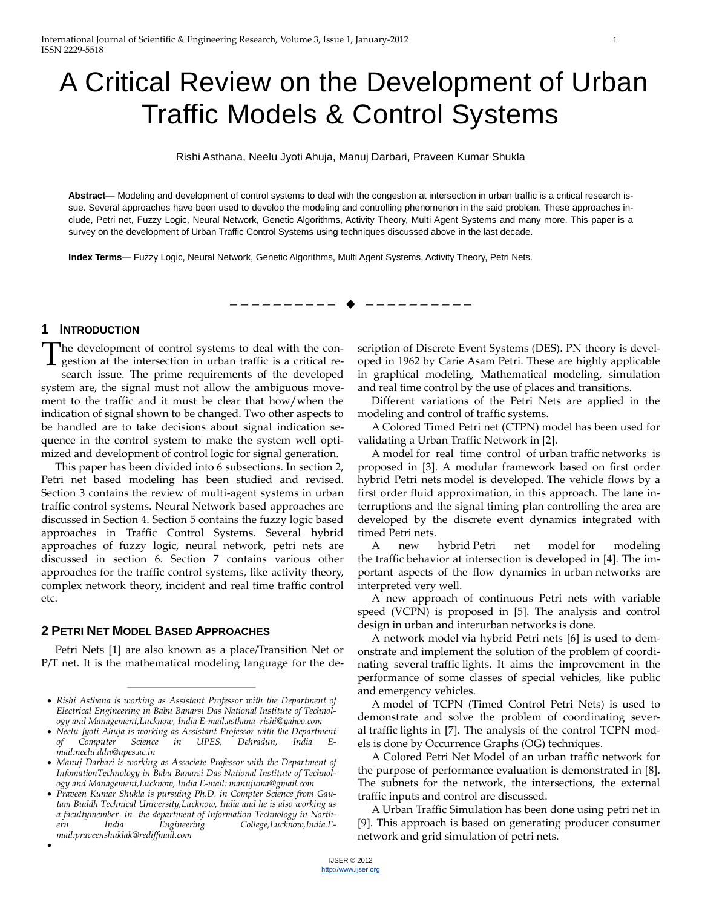# A Critical Review on the Development of Urban Traffic Models & Control Systems

Rishi Asthana, Neelu Jyoti Ahuja, Manuj Darbari, Praveen Kumar Shukla

**Abstract**— Modeling and development of control systems to deal with the congestion at intersection in urban traffic is a critical research issue. Several approaches have been used to develop the modeling and controlling phenomenon in the said problem. These approaches include, Petri net, Fuzzy Logic, Neural Network, Genetic Algorithms, Activity Theory, Multi Agent Systems and many more. This paper is a survey on the development of Urban Traffic Control Systems using techniques discussed above in the last decade.

**Index Terms**— Fuzzy Logic, Neural Network, Genetic Algorithms, Multi Agent Systems, Activity Theory, Petri Nets.

---

## 1 Introduction

The development of control systems to deal with the congestion at the intersection in urban traffic is a critical research issue. The prime requirements of the developed system are, the signal must not allow the ambiguous movement to the traffic and it must be clear that how/when the indication of signal shown to be changed. Two other aspects to be handled are to take decisions about signal indication sequence in the control system to make the system well optimized and development of control logic for signal generation.

This paper has been divided into 6 subsections. In section 2, Petri net based modeling has been studied and revised. Section 3 contains the review of multi-agent systems in urban traffic control systems. Neural Network based approaches are discussed in Section 4. Section 5 contains the fuzzy logic based approaches in Traffic Control Systems. Several hybrid approaches of fuzzy logic, neural network, petri nets are discussed in section 6. Section 7 contains various other approaches for the traffic control systems, like activity theory, complex network theory, incident and real time traffic control etc.

## 2 Petri Net Model Based Approaches

Petri Nets [1] are also known as a place/Transition Net or P/T net. It is the mathematical modeling language for the description of Discrete Event Systems (DES). PN theory is developed in 1962 by Carie Asam Petri. These are highly applicable in graphical modeling, Mathematical modeling, simulation and real time control by the use of places and transitions.

Different variations of the Petri Nets are applied in the modeling and control of traffic systems.

A Colored Timed Petri net (CTPN) model has been used for validating a Urban Traffic Network in [2].

A model for real time control of urban traffic networks is proposed in [3]. A modular framework based on first order hybrid Petri nets model is developed. The vehicle flows by a first order fluid approximation, in this approach. The lane interruptions and the signal timing plan controlling the area are developed by the discrete event dynamics integrated with timed Petri nets.

A new hybrid Petri net model for modeling the traffic behavior at intersection is developed in [4]. The important aspects of the flow dynamics in urban networks are interpreted very well.

A new approach of continuous Petri nets with variable speed (VCPN) is proposed in [5]. The analysis and control design in urban and interurban networks is done.

A network model via hybrid Petri nets [6] is used to demonstrate and implement the solution of the problem of coordinating several traffic lights. It aims the improvement in the performance of some classes of special vehicles, like public and emergency vehicles.

A model of TCPN (Timed Control Petri Nets) is used to demonstrate and solve the problem of coordinating several traffic lights in [7]. The analysis of the control TCPN models is done by Occurrence Graphs (OG) techniques.

A Colored Petri Net Model of an urban traffic network for the purpose of performance evaluation is demonstrated in [8]. The subnets for the network, the intersections, the external traffic inputs and control are discussed.

A Urban Traffic Simulation has been done using petri net in [9]. This approach is based on generating producer consumer network and grid simulation of petri nets.

---

- *Rishi Asthana is working as Assistant Professor with the Department of Electrical Engineering in Babu Banarsi Das National Institute of Technology and Management,Lucknow, India E-mail:asthana_rishi@yahoo.com*
- *Neelu Jyoti Ahuja is working as Assistant Professor with the Department of Computer Science in UPES, Dehradun, India E-mail:neelu.ddn@upes.ac.in*
- *Manuj Darbari is working as Associate Professor with the Department of InfomationTechnology in Babu Banarsi Das National Institute of Technology and Management,Lucknow, India E-mail: manujuma@gmail.com*
- *Praveen Kumar Shukla is pursuing Ph.D. in Compter Science from Gautam Buddh Technical University,Lucknow, India and he is also working as a facultymember in the department of Information Technology in Northern India Engineering College,Lucknow,India.E-mail:praveenshuklak@rediffmail.com*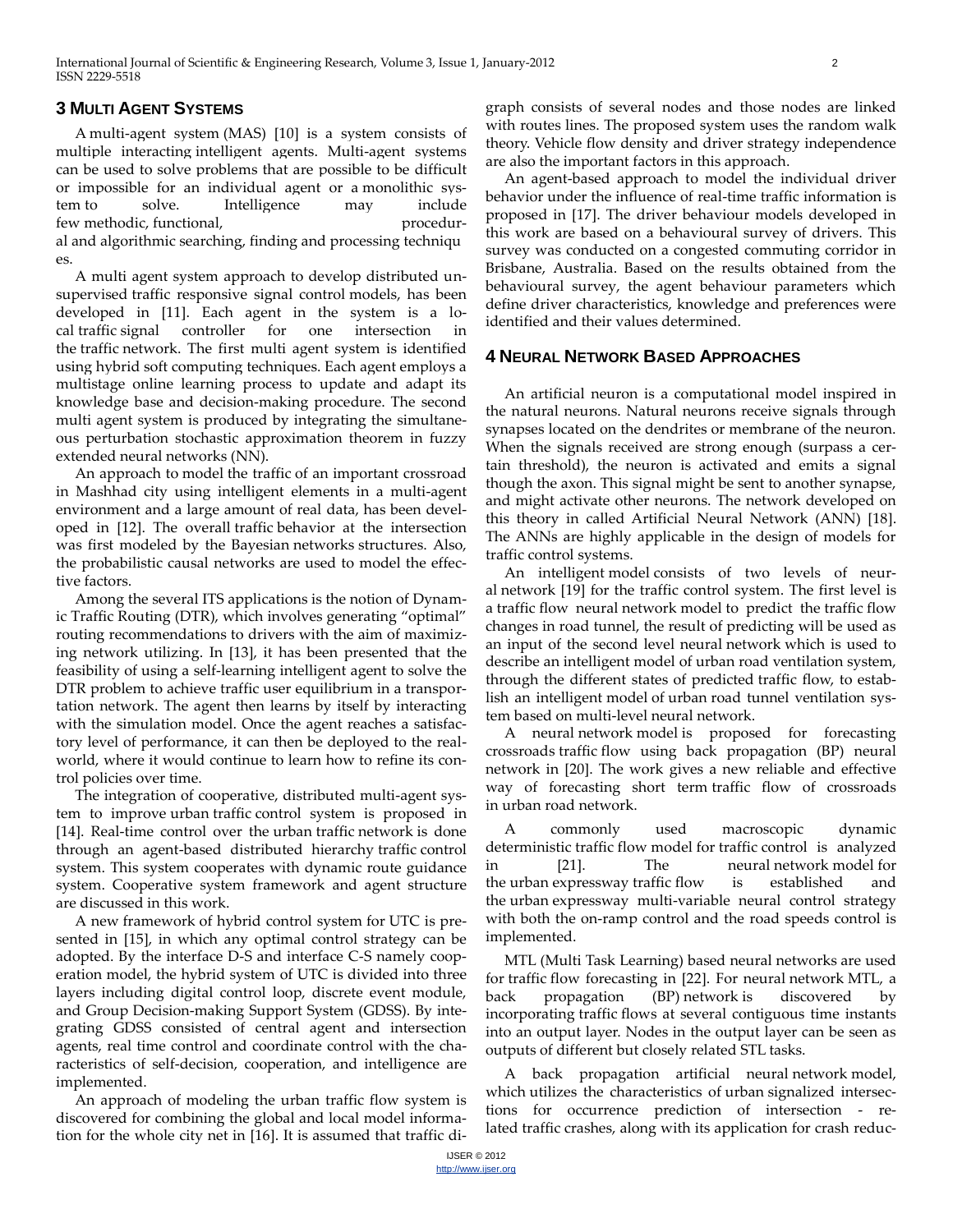## 3 Multi Agent Systems

A multi-agent system (MAS) [10] is a system consists of multiple interacting intelligent agents. Multi-agent systems can be used to solve problems that are possible to be difficult or impossible for an individual agent or a monolithic system to solve. Intelligence may include few methodic, functional, procedural and algorithmic searching, finding and processing techniques.

A multi agent system approach to develop distributed unsupervised traffic responsive signal control models, has been developed in [11]. Each agent in the system is a local traffic signal controller for one intersection in the traffic network. The first multi agent system is identified using hybrid soft computing techniques. Each agent employs a multistage online learning process to update and adapt its knowledge base and decision-making procedure. The second multi agent system is produced by integrating the simultaneous perturbation stochastic approximation theorem in fuzzy extended neural networks (NN).

An approach to model the traffic of an important crossroad in Mashhad city using intelligent elements in a multi-agent environment and a large amount of real data, has been developed in [12]. The overall traffic behavior at the intersection was first modeled by the Bayesian networks structures. Also, the probabilistic causal networks are used to model the effective factors.

Among the several ITS applications is the notion of Dynamic Traffic Routing (DTR), which involves generating "optimal" routing recommendations to drivers with the aim of maximizing network utilizing. In [13], it has been presented that the feasibility of using a self-learning intelligent agent to solve the DTR problem to achieve traffic user equilibrium in a transportation network. The agent then learns by itself by interacting with the simulation model. Once the agent reaches a satisfactory level of performance, it can then be deployed to the real-world, where it would continue to learn how to refine its control policies over time.

The integration of cooperative, distributed multi-agent system to improve urban traffic control system is proposed in [14]. Real-time control over the urban traffic network is done through an agent-based distributed hierarchy traffic control system. This system cooperates with dynamic route guidance system. Cooperative system framework and agent structure are discussed in this work.

A new framework of hybrid control system for UTC is presented in [15], in which any optimal control strategy can be adopted. By the interface D-S and interface C-S namely cooperation model, the hybrid system of UTC is divided into three layers including digital control loop, discrete event module, and Group Decision-making Support System (GDSS). By integrating GDSS consisted of central agent and intersection agents, real time control and coordinate control with the characteristics of self-decision, cooperation, and intelligence are implemented.

An approach of modeling the urban traffic flow system is discovered for combining the global and local model information for the whole city net in [16]. It is assumed that traffic digraph consists of several nodes and those nodes are linked with routes lines. The proposed system uses the random walk theory. Vehicle flow density and driver strategy independence are also the important factors in this approach.

An agent-based approach to model the individual driver behavior under the influence of real-time traffic information is proposed in [17]. The driver behaviour models developed in this work are based on a behavioural survey of drivers. This survey was conducted on a congested commuting corridor in Brisbane, Australia. Based on the results obtained from the behavioural survey, the agent behaviour parameters which define driver characteristics, knowledge and preferences were identified and their values determined.

## 4 Neural Network Based Approaches

An artificial neuron is a computational model inspired in the natural neurons. Natural neurons receive signals through synapses located on the dendrites or membrane of the neuron. When the signals received are strong enough (surpass a certain threshold), the neuron is activated and emits a signal though the axon. This signal might be sent to another synapse, and might activate other neurons. The network developed on this theory in called Artificial Neural Network (ANN) [18]. The ANNs are highly applicable in the design of models for traffic control systems.

An intelligent model consists of two levels of neural network [19] for the traffic control system. The first level is a traffic flow neural network model to predict the traffic flow changes in road tunnel, the result of predicting will be used as an input of the second level neural network which is used to describe an intelligent model of urban road ventilation system, through the different states of predicted traffic flow, to establish an intelligent model of urban road tunnel ventilation system based on multi-level neural network.

A neural network model is proposed for forecasting crossroads traffic flow using back propagation (BP) neural network in [20]. The work gives a new reliable and effective way of forecasting short term traffic flow of crossroads in urban road network.

A commonly used macroscopic dynamic deterministic traffic flow model for traffic control is analyzed in [21]. The neural network model for the urban expressway traffic flow is established and the urban expressway multi-variable neural control strategy with both the on-ramp control and the road speeds control is implemented.

MTL (Multi Task Learning) based neural networks are used for traffic flow forecasting in [22]. For neural network MTL, a back propagation (BP) network is discovered by incorporating traffic flows at several contiguous time instants into an output layer. Nodes in the output layer can be seen as outputs of different but closely related STL tasks.

A back propagation artificial neural network model, which utilizes the characteristics of urban signalized intersections for occurrence prediction of intersection - related traffic crashes, along with its application for crash reduc-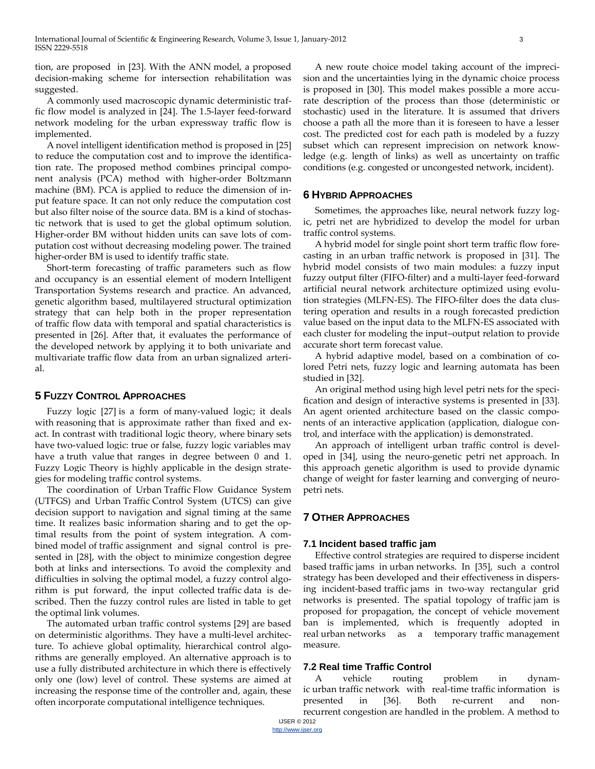tion, are proposed in [23]. With the ANN model, a proposed decision-making scheme for intersection rehabilitation was suggested.

A commonly used macroscopic dynamic deterministic traffic flow model is analyzed in [24]. The 1.5-layer feed-forward network modeling for the urban expressway traffic flow is implemented.

A novel intelligent identification method is proposed in [25] to reduce the computation cost and to improve the identification rate. The proposed method combines principal component analysis (PCA) method with higher-order Boltzmann machine (BM). PCA is applied to reduce the dimension of input feature space. It can not only reduce the computation cost but also filter noise of the source data. BM is a kind of stochastic network that is used to get the global optimum solution. Higher-order BM without hidden units can save lots of computation cost without decreasing modeling power. The trained higher-order BM is used to identify traffic state.

Short-term forecasting of traffic parameters such as flow and occupancy is an essential element of modern Intelligent Transportation Systems research and practice. An advanced, genetic algorithm based, multilayered structural optimization strategy that can help both in the proper representation of traffic flow data with temporal and spatial characteristics is presented in [26]. After that, it evaluates the performance of the developed network by applying it to both univariate and multivariate traffic flow data from an urban signalized arterial.

## 5 Fuzzy Control Approaches

Fuzzy logic [27] is a form of many-valued logic; it deals with reasoning that is approximate rather than fixed and exact. In contrast with traditional logic theory, where binary sets have two-valued logic: true or false, fuzzy logic variables may have a truth value that ranges in degree between 0 and 1. Fuzzy Logic Theory is highly applicable in the design strategies for modeling traffic control systems.

The coordination of Urban Traffic Flow Guidance System (UTFGS) and Urban Traffic Control System (UTCS) can give decision support to navigation and signal timing at the same time. It realizes basic information sharing and to get the optimal results from the point of system integration. A combined model of traffic assignment and signal control is presented in [28], with the object to minimize congestion degree both at links and intersections. To avoid the complexity and difficulties in solving the optimal model, a fuzzy control algorithm is put forward, the input collected traffic data is described. Then the fuzzy control rules are listed in table to get the optimal link volumes.

The automated urban traffic control systems [29] are based on deterministic algorithms. They have a multi-level architecture. To achieve global optimality, hierarchical control algorithms are generally employed. An alternative approach is to use a fully distributed architecture in which there is effectively only one (low) level of control. These systems are aimed at increasing the response time of the controller and, again, these often incorporate computational intelligence techniques.

A new route choice model taking account of the imprecision and the uncertainties lying in the dynamic choice process is proposed in [30]. This model makes possible a more accurate description of the process than those (deterministic or stochastic) used in the literature. It is assumed that drivers choose a path all the more than it is foreseen to have a lesser cost. The predicted cost for each path is modeled by a fuzzy subset which can represent imprecision on network knowledge (e.g. length of links) as well as uncertainty on traffic conditions (e.g. congested or uncongested network, incident).

## 6 Hybrid Approaches

Sometimes, the approaches like, neural network fuzzy logic, petri net are hybridized to develop the model for urban traffic control systems.

A hybrid model for single point short term traffic flow forecasting in an urban traffic network is proposed in [31]. The hybrid model consists of two main modules: a fuzzy input fuzzy output filter (FIFO-filter) and a multi-layer feed-forward artificial neural network architecture optimized using evolution strategies (MLFN-ES). The FIFO-filter does the data clustering operation and results in a rough forecasted prediction value based on the input data to the MLFN-ES associated with each cluster for modeling the input–output relation to provide accurate short term forecast value.

A hybrid adaptive model, based on a combination of colored Petri nets, fuzzy logic and learning automata has been studied in [32].

An original method using high level petri nets for the specification and design of interactive systems is presented in [33]. An agent oriented architecture based on the classic components of an interactive application (application, dialogue control, and interface with the application) is demonstrated.

An approach of intelligent urban traffic control is developed in [34], using the neuro-genetic petri net approach. In this approach genetic algorithm is used to provide dynamic change of weight for faster learning and converging of neuro-petri nets.

## 7 Other Approaches

### 7.1 Incident based traffic jam

Effective control strategies are required to disperse incident based traffic jams in urban networks. In [35], such a control strategy has been developed and their effectiveness in dispersing incident-based traffic jams in two-way rectangular grid networks is presented. The spatial topology of traffic jam is proposed for propagation, the concept of vehicle movement ban is implemented, which is frequently adopted in real urban networks as a temporary traffic management measure.

### 7.2 Real time Traffic Control

A vehicle routing problem in dynamic urban traffic network with real-time traffic information is presented in [36]. Both re-current and non-recurrent congestion are handled in the problem. A method to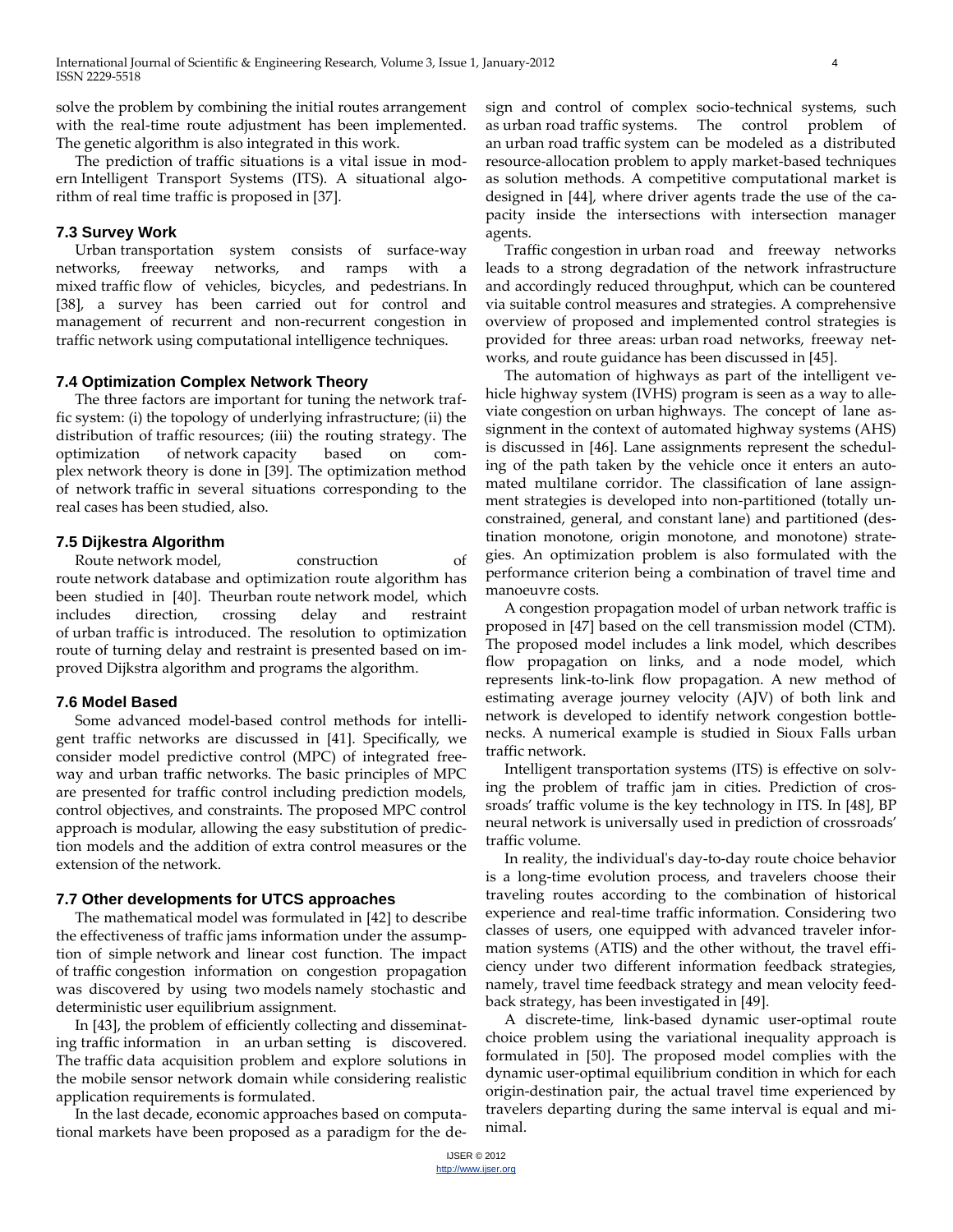solve the problem by combining the initial routes arrangement with the real-time route adjustment has been implemented. The genetic algorithm is also integrated in this work.

The prediction of traffic situations is a vital issue in modern Intelligent Transport Systems (ITS). A situational algorithm of real time traffic is proposed in [37].

### 7.3 Survey Work

Urban transportation system consists of surface-way networks, freeway networks, and ramps with a mixed traffic flow of vehicles, bicycles, and pedestrians. In [38], a survey has been carried out for control and management of recurrent and non-recurrent congestion in traffic network using computational intelligence techniques.

### 7.4 Optimization Complex Network Theory

The three factors are important for tuning the network traffic system: (i) the topology of underlying infrastructure; (ii) the distribution of traffic resources; (iii) the routing strategy. The optimization of network capacity based on complex network theory is done in [39]. The optimization method of network traffic in several situations corresponding to the real cases has been studied, also.

### 7.5 Dijkestra Algorithm

Route network model, construction of route network database and optimization route algorithm has been studied in [40]. Theurban route network model, which includes direction, crossing delay and restraint of urban traffic is introduced. The resolution to optimization route of turning delay and restraint is presented based on improved Dijkstra algorithm and programs the algorithm.

### 7.6 Model Based

Some advanced model-based control methods for intelligent traffic networks are discussed in [41]. Specifically, we consider model predictive control (MPC) of integrated freeway and urban traffic networks. The basic principles of MPC are presented for traffic control including prediction models, control objectives, and constraints. The proposed MPC control approach is modular, allowing the easy substitution of prediction models and the addition of extra control measures or the extension of the network.

### 7.7 Other developments for UTCS approaches

The mathematical model was formulated in [42] to describe the effectiveness of traffic jams information under the assumption of simple network and linear cost function. The impact of traffic congestion information on congestion propagation was discovered by using two models namely stochastic and deterministic user equilibrium assignment.

In [43], the problem of efficiently collecting and disseminating traffic information in an urban setting is discovered. The traffic data acquisition problem and explore solutions in the mobile sensor network domain while considering realistic application requirements is formulated.

In the last decade, economic approaches based on computational markets have been proposed as a paradigm for the design and control of complex socio-technical systems, such as urban road traffic systems. The control problem of an urban road traffic system can be modeled as a distributed resource-allocation problem to apply market-based techniques as solution methods. A competitive computational market is designed in [44], where driver agents trade the use of the capacity inside the intersections with intersection manager agents.

Traffic congestion in urban road and freeway networks leads to a strong degradation of the network infrastructure and accordingly reduced throughput, which can be countered via suitable control measures and strategies. A comprehensive overview of proposed and implemented control strategies is provided for three areas: urban road networks, freeway networks, and route guidance has been discussed in [45].

The automation of highways as part of the intelligent vehicle highway system (IVHS) program is seen as a way to alleviate congestion on urban highways. The concept of lane assignment in the context of automated highway systems (AHS) is discussed in [46]. Lane assignments represent the scheduling of the path taken by the vehicle once it enters an automated multilane corridor. The classification of lane assignment strategies is developed into non-partitioned (totally unconstrained, general, and constant lane) and partitioned (destination monotone, origin monotone, and monotone) strategies. An optimization problem is also formulated with the performance criterion being a combination of travel time and manoeuvre costs.

A congestion propagation model of urban network traffic is proposed in [47] based on the cell transmission model (CTM). The proposed model includes a link model, which describes flow propagation on links, and a node model, which represents link-to-link flow propagation. A new method of estimating average journey velocity (AJV) of both link and network is developed to identify network congestion bottlenecks. A numerical example is studied in Sioux Falls urban traffic network.

Intelligent transportation systems (ITS) is effective on solving the problem of traffic jam in cities. Prediction of crossroads' traffic volume is the key technology in ITS. In [48], BP neural network is universally used in prediction of crossroads' traffic volume.

In reality, the individual's day-to-day route choice behavior is a long-time evolution process, and travelers choose their traveling routes according to the combination of historical experience and real-time traffic information. Considering two classes of users, one equipped with advanced traveler information systems (ATIS) and the other without, the travel efficiency under two different information feedback strategies, namely, travel time feedback strategy and mean velocity feedback strategy, has been investigated in [49].

A discrete-time, link-based dynamic user-optimal route choice problem using the variational inequality approach is formulated in [50]. The proposed model complies with the dynamic user-optimal equilibrium condition in which for each origin-destination pair, the actual travel time experienced by travelers departing during the same interval is equal and minimal.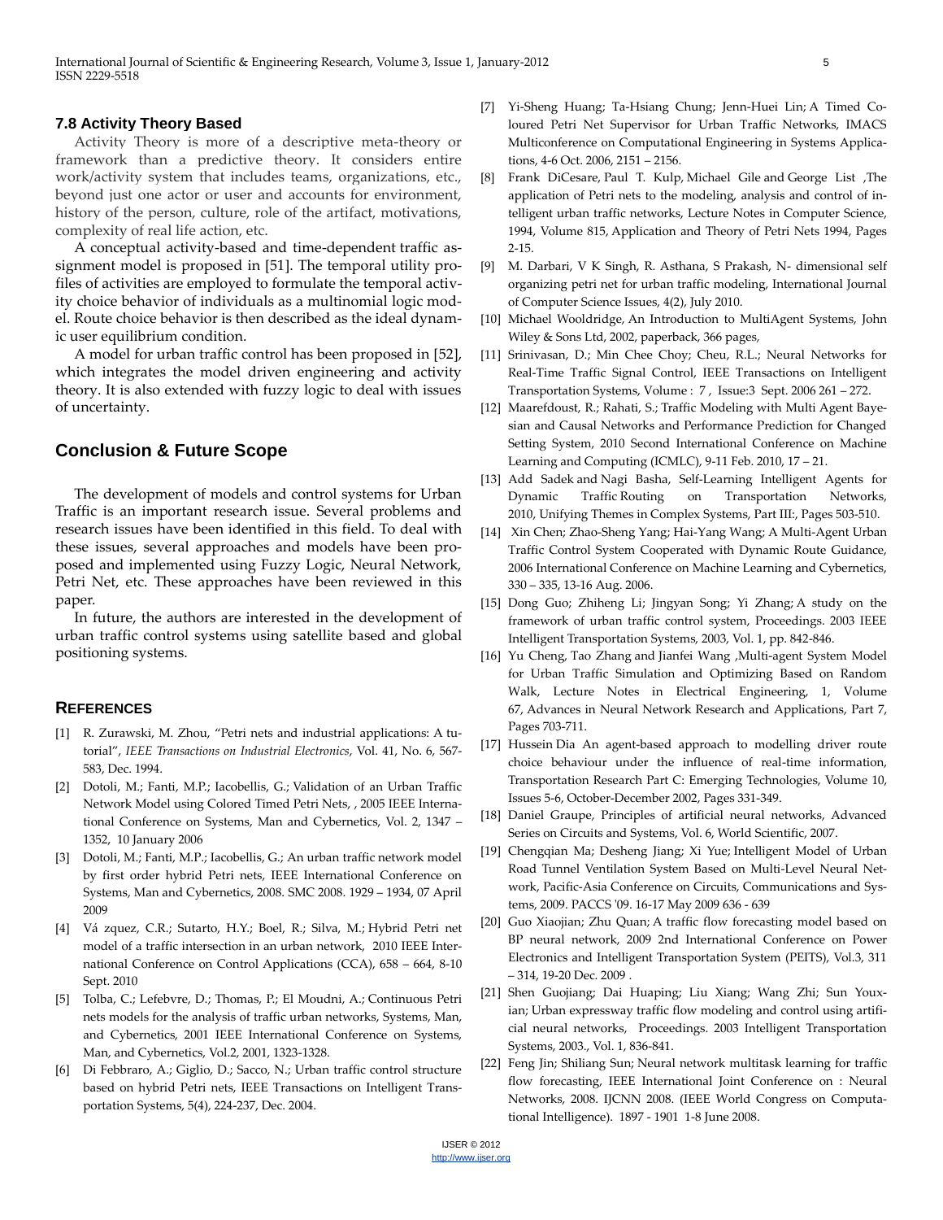### 7.8 Activity Theory Based

Activity Theory is more of a descriptive meta-theory or framework than a predictive theory. It considers entire work/activity system that includes teams, organizations, etc., beyond just one actor or user and accounts for environment, history of the person, culture, role of the artifact, motivations, complexity of real life action, etc.

A conceptual activity-based and time-dependent traffic assignment model is proposed in [51]. The temporal utility profiles of activities are employed to formulate the temporal activity choice behavior of individuals as a multinomial logic model. Route choice behavior is then described as the ideal dynamic user equilibrium condition.

A model for urban traffic control has been proposed in [52], which integrates the model driven engineering and activity theory. It is also extended with fuzzy logic to deal with issues of uncertainty.

## Conclusion & Future Scope

The development of models and control systems for Urban Traffic is an important research issue. Several problems and research issues have been identified in this field. To deal with these issues, several approaches and models have been proposed and implemented using Fuzzy Logic, Neural Network, Petri Net, etc. These approaches have been reviewed in this paper.

In future, the authors are interested in the development of urban traffic control systems using satellite based and global positioning systems.

## REFERENCES

[1] R. Zurawski, M. Zhou, "Petri nets and industrial applications: A tutorial", *IEEE Transactions on Industrial Electronics*, Vol. 41, No. 6, 567-583, Dec. 1994.

[2] Dotoli, M.; Fanti, M.P.; Iacobellis, G.; Validation of an Urban Traffic Network Model using Colored Timed Petri Nets, , 2005 IEEE International Conference on Systems, Man and Cybernetics, Vol. 2, 1347 – 1352, 10 January 2006

[3] Dotoli, M.; Fanti, M.P.; Iacobellis, G.; An urban traffic network model by first order hybrid Petri nets, IEEE International Conference on Systems, Man and Cybernetics, 2008. SMC 2008. 1929 – 1934, 07 April 2009

[4] Vá zquez, C.R.; Sutarto, H.Y.; Boel, R.; Silva, M.; Hybrid Petri net model of a traffic intersection in an urban network, 2010 IEEE International Conference on Control Applications (CCA), 658 – 664, 8-10 Sept. 2010

[5] Tolba, C.; Lefebvre, D.; Thomas, P.; El Moudni, A.; Continuous Petri nets models for the analysis of traffic urban networks, Systems, Man, and Cybernetics, 2001 IEEE International Conference on Systems, Man, and Cybernetics, Vol.2, 2001, 1323-1328.

[6] Di Febbraro, A.; Giglio, D.; Sacco, N.; Urban traffic control structure based on hybrid Petri nets, IEEE Transactions on Intelligent Transportation Systems, 5(4), 224-237, Dec. 2004.

[7] Yi-Sheng Huang; Ta-Hsiang Chung; Jenn-Huei Lin; A Timed Coloured Petri Net Supervisor for Urban Traffic Networks, IMACS Multiconference on Computational Engineering in Systems Applications, 4-6 Oct. 2006, 2151 – 2156.

[8] Frank DiCesare, Paul T. Kulp, Michael Gile and George List ,The application of Petri nets to the modeling, analysis and control of intelligent urban traffic networks, Lecture Notes in Computer Science, 1994, Volume 815, Application and Theory of Petri Nets 1994, Pages 2-15.

[9] M. Darbari, V K Singh, R. Asthana, S Prakash, N- dimensional self organizing petri net for urban traffic modeling, International Journal of Computer Science Issues, 4(2), July 2010.

[10] Michael Wooldridge, An Introduction to MultiAgent Systems, John Wiley & Sons Ltd, 2002, paperback, 366 pages,

[11] Srinivasan, D.; Min Chee Choy; Cheu, R.L.; Neural Networks for Real-Time Traffic Signal Control, IEEE Transactions on Intelligent Transportation Systems, Volume : 7 , Issue:3 Sept. 2006 261 – 272.

[12] Maarefdoust, R.; Rahati, S.; Traffic Modeling with Multi Agent Bayesian and Causal Networks and Performance Prediction for Changed Setting System, 2010 Second International Conference on Machine Learning and Computing (ICMLC), 9-11 Feb. 2010, 17 – 21.

[13] Add Sadek and Nagi Basha, Self-Learning Intelligent Agents for Dynamic Traffic Routing on Transportation Networks, 2010, Unifying Themes in Complex Systems, Part III:, Pages 503-510.

[14] Xin Chen; Zhao-Sheng Yang; Hai-Yang Wang; A Multi-Agent Urban Traffic Control System Cooperated with Dynamic Route Guidance, 2006 International Conference on Machine Learning and Cybernetics, 330 – 335, 13-16 Aug. 2006.

[15] Dong Guo; Zhiheng Li; Jingyan Song; Yi Zhang; A study on the framework of urban traffic control system, Proceedings. 2003 IEEE Intelligent Transportation Systems, 2003, Vol. 1, pp. 842-846.

[16] Yu Cheng, Tao Zhang and Jianfei Wang ,Multi-agent System Model for Urban Traffic Simulation and Optimizing Based on Random Walk, Lecture Notes in Electrical Engineering, 1, Volume 67, Advances in Neural Network Research and Applications, Part 7, Pages 703-711.

[17] Hussein Dia An agent-based approach to modelling driver route choice behaviour under the influence of real-time information, Transportation Research Part C: Emerging Technologies, Volume 10, Issues 5-6, October-December 2002, Pages 331-349.

[18] Daniel Graupe, Principles of artificial neural networks, Advanced Series on Circuits and Systems, Vol. 6, World Scientific, 2007.

[19] Chengqian Ma; Desheng Jiang; Xi Yue; Intelligent Model of Urban Road Tunnel Ventilation System Based on Multi-Level Neural Network, Pacific-Asia Conference on Circuits, Communications and Systems, 2009. PACCS '09. 16-17 May 2009 636 - 639

[20] Guo Xiaojian; Zhu Quan; A traffic flow forecasting model based on BP neural network, 2009 2nd International Conference on Power Electronics and Intelligent Transportation System (PEITS), Vol.3, 311 – 314, 19-20 Dec. 2009 .

[21] Shen Guojiang; Dai Huaping; Liu Xiang; Wang Zhi; Sun Youxian; Urban expressway traffic flow modeling and control using artificial neural networks, Proceedings. 2003 Intelligent Transportation Systems, 2003., Vol. 1, 836-841.

[22] Feng Jin; Shiliang Sun; Neural network multitask learning for traffic flow forecasting, IEEE International Joint Conference on : Neural Networks, 2008. IJCNN 2008. (IEEE World Congress on Computational Intelligence). 1897 - 1901 1-8 June 2008.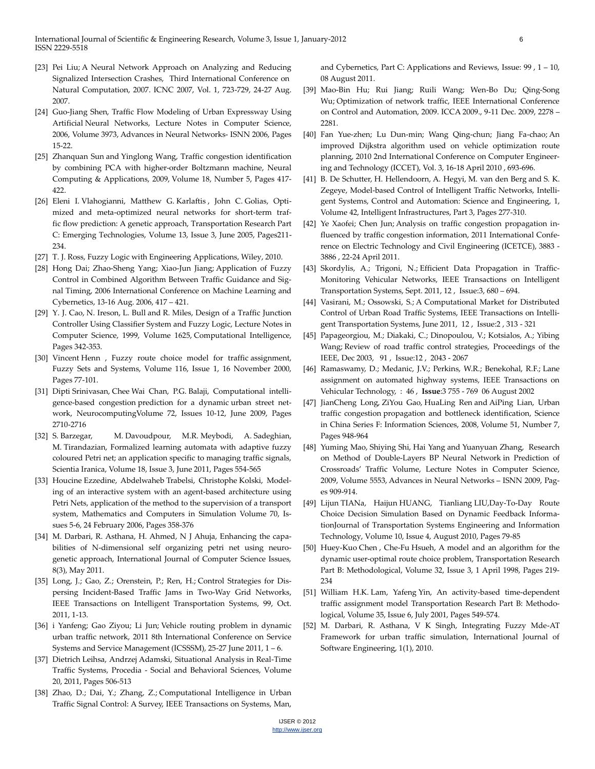[23] Pei Liu; A Neural Network Approach on Analyzing and Reducing Signalized Intersection Crashes, Third International Conference on Natural Computation, 2007. ICNC 2007, Vol. 1, 723-729, 24-27 Aug. 2007.

[24] Guo-Jiang Shen, Traffic Flow Modeling of Urban Expressway Using Artificial Neural Networks, Lecture Notes in Computer Science, 2006, Volume 3973, Advances in Neural Networks- ISNN 2006, Pages 15-22.

[25] Zhanquan Sun and Yinglong Wang, Traffic congestion identification by combining PCA with higher-order Boltzmann machine, Neural Computing & Applications, 2009, Volume 18, Number 5, Pages 417-422.

[26] Eleni I. Vlahogianni, Matthew G. Karlaftis , John C. Golias, Optimized and meta-optimized neural networks for short-term traffic flow prediction: A genetic approach, Transportation Research Part C: Emerging Technologies, Volume 13, Issue 3, June 2005, Pages211-234.

[27] T. J. Ross, Fuzzy Logic with Engineering Applications, Wiley, 2010.

[28] Hong Dai; Zhao-Sheng Yang; Xiao-Jun Jiang; Application of Fuzzy Control in Combined Algorithm Between Traffic Guidance and Signal Timing, 2006 International Conference on Machine Learning and Cybernetics, 13-16 Aug. 2006, 417 – 421.

[29] Y. J. Cao, N. Ireson, L. Bull and R. Miles, Design of a Traffic Junction Controller Using Classifier System and Fuzzy Logic, Lecture Notes in Computer Science, 1999, Volume 1625, Computational Intelligence, Pages 342-353.

[30] Vincent Henn , Fuzzy route choice model for traffic assignment, Fuzzy Sets and Systems, Volume 116, Issue 1, 16 November 2000, Pages 77-101.

[31] Dipti Srinivasan, Chee Wai Chan, P.G. Balaji, Computational intelligence-based congestion prediction for a dynamic urban street network, NeurocomputingVolume 72, Issues 10-12, June 2009, Pages 2710-2716

[32] S. Barzegar, M. Davoudpour, M.R. Meybodi, A. Sadeghian, M. Tirandazian, Formalized learning automata with adaptive fuzzy coloured Petri net; an application specific to managing traffic signals, Scientia Iranica, Volume 18, Issue 3, June 2011, Pages 554-565

[33] Houcine Ezzedine, Abdelwaheb Trabelsi, Christophe Kolski, Modeling of an interactive system with an agent-based architecture using Petri Nets, application of the method to the supervision of a transport system, Mathematics and Computers in Simulation Volume 70, Issues 5-6, 24 February 2006, Pages 358-376

[34] M. Darbari, R. Asthana, H. Ahmed, N J Ahuja, Enhancing the capabilities of N-dimensional self organizing petri net using neuro-genetic approach, International Journal of Computer Science Issues, 8(3), May 2011.

[35] Long, J.; Gao, Z.; Orenstein, P.; Ren, H.; Control Strategies for Dispersing Incident-Based Traffic Jams in Two-Way Grid Networks, IEEE Transactions on Intelligent Transportation Systems, 99, Oct. 2011, 1-13.

[36] i Yanfeng; Gao Ziyou; Li Jun; Vehicle routing problem in dynamic urban traffic network, 2011 8th International Conference on Service Systems and Service Management (ICSSSM), 25-27 June 2011, 1 – 6.

[37] Dietrich Leihsa, Andrzej Adamski, Situational Analysis in Real-Time Traffic Systems, Procedia - Social and Behavioral Sciences, Volume 20, 2011, Pages 506-513

[38] Zhao, D.; Dai, Y.; Zhang, Z.; Computational Intelligence in Urban Traffic Signal Control: A Survey, IEEE Transactions on Systems, Man, and Cybernetics, Part C: Applications and Reviews, Issue: 99 , 1 – 10, 08 August 2011.

[39] Mao-Bin Hu; Rui Jiang; Ruili Wang; Wen-Bo Du; Qing-Song Wu; Optimization of network traffic, IEEE International Conference on Control and Automation, 2009. ICCA 2009., 9-11 Dec. 2009, 2278 – 2281.

[40] Fan Yue-zhen; Lu Dun-min; Wang Qing-chun; Jiang Fa-chao; An improved Dijkstra algorithm used on vehicle optimization route planning, 2010 2nd International Conference on Computer Engineering and Technology (ICCET), Vol. 3, 16-18 April 2010 , 693-696.

[41] B. De Schutter, H. Hellendoorn, A. Hegyi, M. van den Berg and S. K. Zegeye, Model-based Control of Intelligent Traffic Networks, Intelligent Systems, Control and Automation: Science and Engineering, 1, Volume 42, Intelligent Infrastructures, Part 3, Pages 277-310.

[42] Ye Xaofei; Chen Jun; Analysis on traffic congestion propagation influenced by traffic congestion information, 2011 International Conference on Electric Technology and Civil Engineering (ICETCE), 3883 - 3886 , 22-24 April 2011.

[43] Skordylis, A.; Trigoni, N.; Efficient Data Propagation in Traffic-Monitoring Vehicular Networks, IEEE Transactions on Intelligent Transportation Systems, Sept. 2011, 12 , Issue:3, 680 – 694.

[44] Vasirani, M.; Ossowski, S.; A Computational Market for Distributed Control of Urban Road Traffic Systems, IEEE Transactions on Intelligent Transportation Systems, June 2011, 12 , Issue:2 , 313 - 321

[45] Papageorgiou, M.; Diakaki, C.; Dinopoulou, V.; Kotsialos, A.; Yibing Wang; Review of road traffic control strategies, Proceedings of the IEEE, Dec 2003, 91 , Issue:12 , 2043 - 2067

[46] Ramaswamy, D.; Medanic, J.V.; Perkins, W.R.; Benekohal, R.F.; Lane assignment on automated highway systems, IEEE Transactions on Vehicular Technology, : 46 , **Issue**:3 755 - 769 06 August 2002

[47] JianCheng Long, ZiYou Gao, HuaLing Ren and AiPing Lian, Urban traffic congestion propagation and bottleneck identification, Science in China Series F: Information Sciences, 2008, Volume 51, Number 7, Pages 948-964

[48] Yuming Mao, Shiying Shi, Hai Yang and Yuanyuan Zhang, Research on Method of Double-Layers BP Neural Network in Prediction of Crossroads' Traffic Volume, Lecture Notes in Computer Science, 2009, Volume 5553, Advances in Neural Networks – ISNN 2009, Pages 909-914.

[49] Lijun TIANa, Haijun HUANG, Tianliang LIU,Day-To-Day Route Choice Decision Simulation Based on Dynamic Feedback InformationJournal of Transportation Systems Engineering and Information Technology, Volume 10, Issue 4, August 2010, Pages 79-85

[50] Huey-Kuo Chen , Che-Fu Hsueh, A model and an algorithm for the dynamic user-optimal route choice problem, Transportation Research Part B: Methodological, Volume 32, Issue 3, 1 April 1998, Pages 219-234

[51] William H.K. Lam, Yafeng Yin, An activity-based time-dependent traffic assignment model Transportation Research Part B: Methodological, Volume 35, Issue 6, July 2001, Pages 549-574.

[52] M. Darbari, R. Asthana, V K Singh, Integrating Fuzzy Mde-AT Framework for urban traffic simulation, International Journal of Software Engineering, 1(1), 2010.